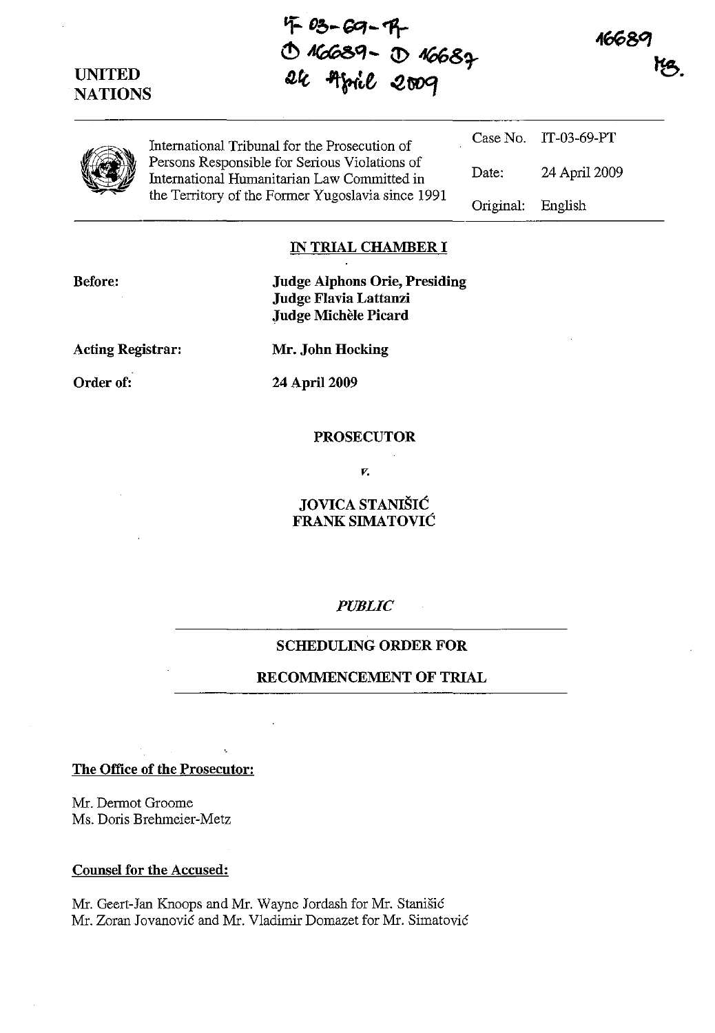IT-03-69-PT
D 16689 - D 16687
24 April 2009

16689
MS.

UNITED
NATIONS

International Tribunal for the Prosecution of Persons Responsible for Serious Violations of International Humanitarian Law Committed in the Territory of the Former Yugoslavia since 1991

| | |
|---|---|
| Case No. | IT-03-69-PT |
| Date: | 24 April 2009 |
| Original: | English |

## IN TRIAL CHAMBER I

**Before:** **Judge Alphons Orie, Presiding**
**Judge Flavia Lattanzi**
**Judge Michèle Picard**

**Acting Registrar:** **Mr. John Hocking**

**Order of:** **24 April 2009**

**PROSECUTOR**

*v.*

**JOVICA STANIŠIĆ**
**FRANK SIMATOVIĆ**

*PUBLIC*

## SCHEDULING ORDER FOR RECOMMENCEMENT OF TRIAL

**The Office of the Prosecutor:**

Mr. Dermot Groome
Ms. Doris Brehmeier-Metz

**Counsel for the Accused:**

Mr. Geert-Jan Knoops and Mr. Wayne Jordash for Mr. Stanišić
Mr. Zoran Jovanović and Mr. Vladimir Domazet for Mr. Simatović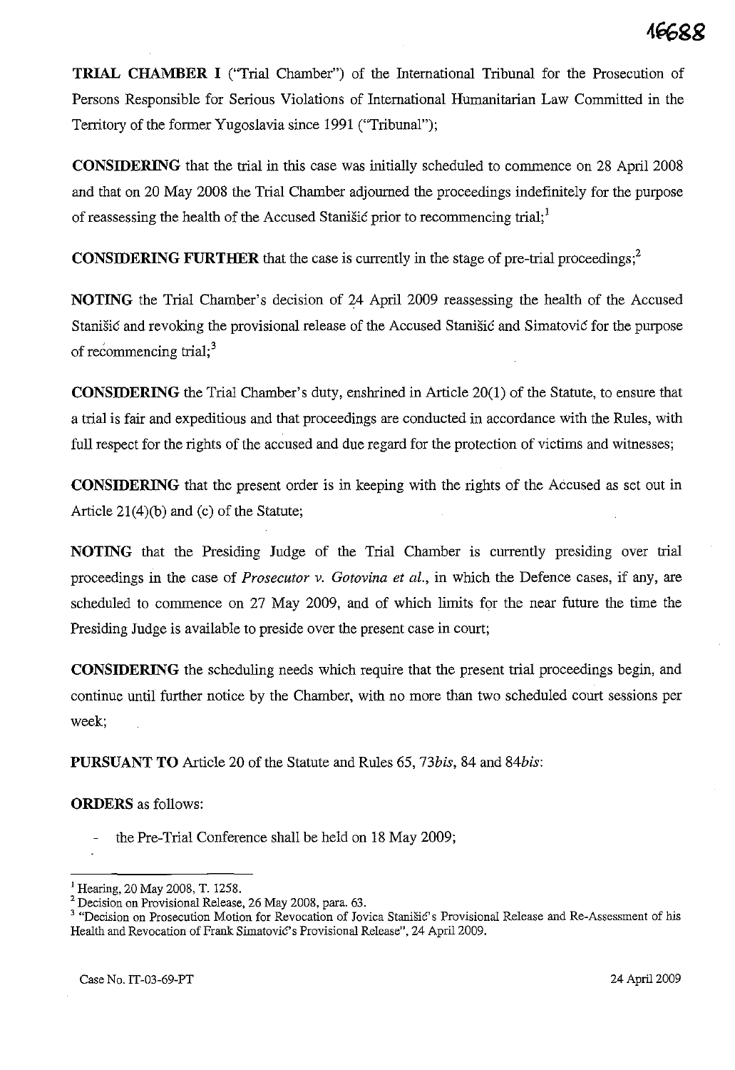**TRIAL CHAMBER I** ("Trial Chamber") of the International Tribunal for the Prosecution of Persons Responsible for Serious Violations of International Humanitarian Law Committed in the Territory of the former Yugoslavia since 1991 ("Tribunal");

**CONSIDERING** that the trial in this case was initially scheduled to commence on 28 April 2008 and that on 20 May 2008 the Trial Chamber adjourned the proceedings indefinitely for the purpose of reassessing the health of the Accused Stanišić prior to recommencing trial;[1]

**CONSIDERING FURTHER** that the case is currently in the stage of pre-trial proceedings;[2]

**NOTING** the Trial Chamber's decision of 24 April 2009 reassessing the health of the Accused Stanišić and revoking the provisional release of the Accused Stanišić and Simatović for the purpose of recommencing trial;[3]

**CONSIDERING** the Trial Chamber's duty, enshrined in Article 20(1) of the Statute, to ensure that a trial is fair and expeditious and that proceedings are conducted in accordance with the Rules, with full respect for the rights of the accused and due regard for the protection of victims and witnesses;

**CONSIDERING** that the present order is in keeping with the rights of the Accused as set out in Article 21(4)(b) and (c) of the Statute;

**NOTING** that the Presiding Judge of the Trial Chamber is currently presiding over trial proceedings in the case of *Prosecutor v. Gotovina et al.*, in which the Defence cases, if any, are scheduled to commence on 27 May 2009, and of which limits for the near future the time the Presiding Judge is available to preside over the present case in court;

**CONSIDERING** the scheduling needs which require that the present trial proceedings begin, and continue until further notice by the Chamber, with no more than two scheduled court sessions per week;

**PURSUANT TO** Article 20 of the Statute and Rules 65, 73*bis*, 84 and 84*bis*:

**ORDERS** as follows:

- the Pre-Trial Conference shall be held on 18 May 2009;

---

[1] Hearing, 20 May 2008, T. 1258.

[2] Decision on Provisional Release, 26 May 2008, para. 63.

[3] "Decision on Prosecution Motion for Revocation of Jovica Stanišić's Provisional Release and Re-Assessment of his Health and Revocation of Frank Simatović's Provisional Release", 24 April 2009.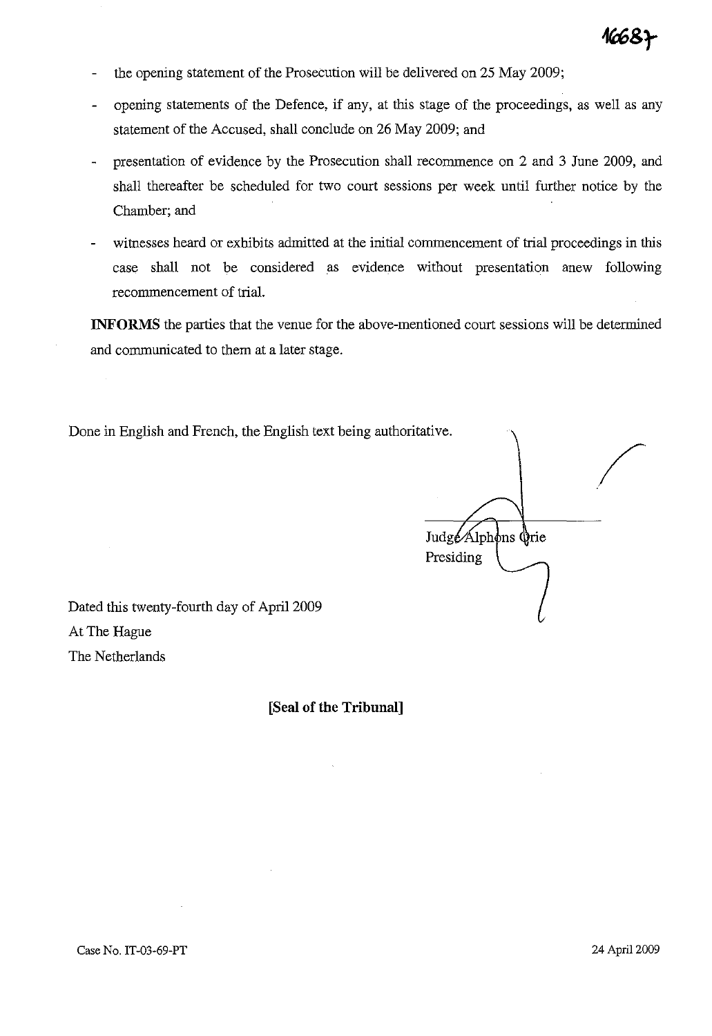- the opening statement of the Prosecution will be delivered on 25 May 2009;
- opening statements of the Defence, if any, at this stage of the proceedings, as well as any statement of the Accused, shall conclude on 26 May 2009; and
- presentation of evidence by the Prosecution shall recommence on 2 and 3 June 2009, and shall thereafter be scheduled for two court sessions per week until further notice by the Chamber; and
- witnesses heard or exhibits admitted at the initial commencement of trial proceedings in this case shall not be considered as evidence without presentation anew following recommencement of trial.

**INFORMS** the parties that the venue for the above-mentioned court sessions will be determined and communicated to them at a later stage.

Done in English and French, the English text being authoritative.

Judge Alphons Orie
Presiding

Dated this twenty-fourth day of April 2009
At The Hague
The Netherlands

**[Seal of the Tribunal]**